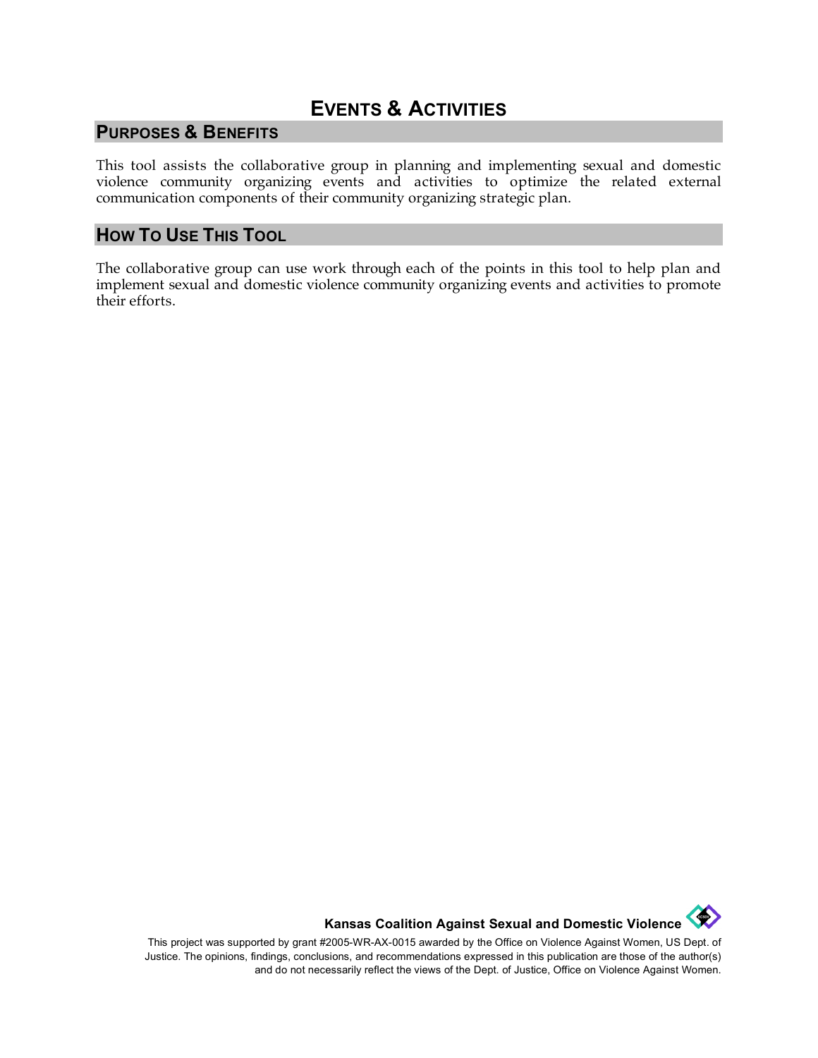# Events & Activities

## Purposes & Benefits

This tool assists the collaborative group in planning and implementing sexual and domestic violence community organizing events and activities to optimize the related external communication components of their community organizing strategic plan.

## How To Use This Tool

The collaborative group can use work through each of the points in this tool to help plan and implement sexual and domestic violence community organizing events and activities to promote their efforts.

**Kansas Coalition Against Sexual and Domestic Violence**

This project was supported by grant #2005-WR-AX-0015 awarded by the Office on Violence Against Women, US Dept. of Justice. The opinions, findings, conclusions, and recommendations expressed in this publication are those of the author(s) and do not necessarily reflect the views of the Dept. of Justice, Office on Violence Against Women.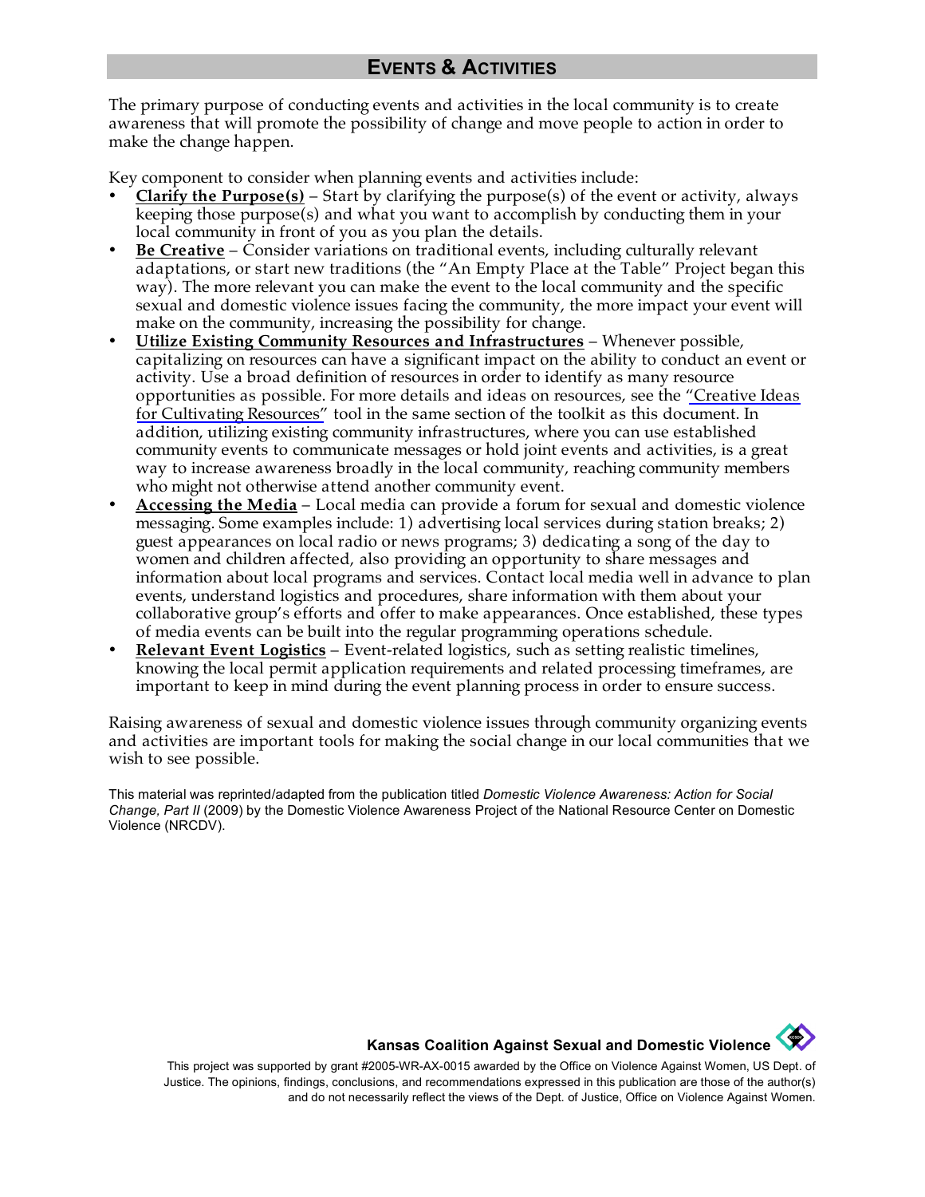# EVENTS & ACTIVITIES

The primary purpose of conducting events and activities in the local community is to create awareness that will promote the possibility of change and move people to action in order to make the change happen.

Key component to consider when planning events and activities include:

- **Clarify the Purpose(s)** – Start by clarifying the purpose(s) of the event or activity, always keeping those purpose(s) and what you want to accomplish by conducting them in your local community in front of you as you plan the details.
- **Be Creative** – Consider variations on traditional events, including culturally relevant adaptations, or start new traditions (the "An Empty Place at the Table" Project began this way). The more relevant you can make the event to the local community and the specific sexual and domestic violence issues facing the community, the more impact your event will make on the community, increasing the possibility for change.
- **Utilize Existing Community Resources and Infrastructures** – Whenever possible, capitalizing on resources can have a significant impact on the ability to conduct an event or activity. Use a broad definition of resources in order to identify as many resource opportunities as possible. For more details and ideas on resources, see the "Creative Ideas for Cultivating Resources" tool in the same section of the toolkit as this document. In addition, utilizing existing community infrastructures, where you can use established community events to communicate messages or hold joint events and activities, is a great way to increase awareness broadly in the local community, reaching community members who might not otherwise attend another community event.
- **Accessing the Media** – Local media can provide a forum for sexual and domestic violence messaging. Some examples include: 1) advertising local services during station breaks; 2) guest appearances on local radio or news programs; 3) dedicating a song of the day to women and children affected, also providing an opportunity to share messages and information about local programs and services. Contact local media well in advance to plan events, understand logistics and procedures, share information with them about your collaborative group's efforts and offer to make appearances. Once established, these types of media events can be built into the regular programming operations schedule.
- **Relevant Event Logistics** – Event-related logistics, such as setting realistic timelines, knowing the local permit application requirements and related processing timeframes, are important to keep in mind during the event planning process in order to ensure success.

Raising awareness of sexual and domestic violence issues through community organizing events and activities are important tools for making the social change in our local communities that we wish to see possible.

This material was reprinted/adapted from the publication titled *Domestic Violence Awareness: Action for Social Change, Part II* (2009) by the Domestic Violence Awareness Project of the National Resource Center on Domestic Violence (NRCDV).

**Kansas Coalition Against Sexual and Domestic Violence**

This project was supported by grant #2005-WR-AX-0015 awarded by the Office on Violence Against Women, US Dept. of Justice. The opinions, findings, conclusions, and recommendations expressed in this publication are those of the author(s) and do not necessarily reflect the views of the Dept. of Justice, Office on Violence Against Women.